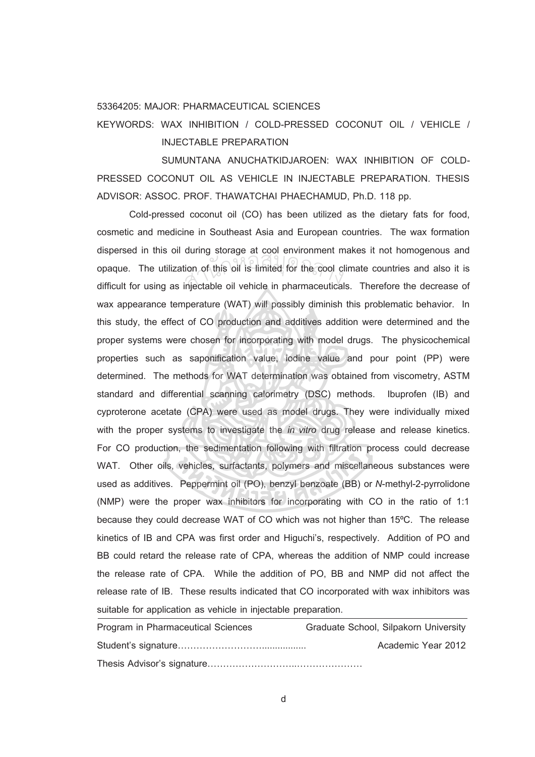53364205: MAJOR: PHARMACEUTICAL SCIENCES

KEYWORDS: WAX INHIBITION / COLD-PRESSED COCONUT OIL / VEHICLE / INJECTABLE PREPARATION

SUMUNTANA ANUCHATKIDJAROEN: WAX INHIBITION OF COLD-PRESSED COCONUT OIL AS VEHICLE IN INJECTABLE PREPARATION. THESIS ADVISOR: ASSOC. PROF. THAWATCHAI PHAECHAMUD, Ph.D. 118 pp.

Cold-pressed coconut oil (CO) has been utilized as the dietary fats for food, cosmetic and medicine in Southeast Asia and European countries. The wax formation dispersed in this oil during storage at cool environment makes it not homogenous and opaque. The utilization of this oil is limited for the cool climate countries and also it is difficult for using as injectable oil vehicle in pharmaceuticals. Therefore the decrease of wax appearance temperature (WAT) will possibly diminish this problematic behavior. In this study, the effect of CO production and additives addition were determined and the proper systems were chosen for incorporating with model drugs. The physicochemical properties such as saponification value, iodine value and pour point (PP) were determined. The methods for WAT determination was obtained from viscometry, ASTM standard and differential scanning calorimetry (DSC) methods. Ibuprofen (IB) and cyproterone acetate (CPA) were used as model drugs. They were individually mixed with the proper systems to investigate the *in vitro* drug release and release kinetics. For CO production, the sedimentation following with filtration process could decrease WAT. Other oils, vehicles, surfactants, polymers and miscellaneous substances were used as additives. Peppermint oil (PO), benzyl benzoate (BB) or *N*-methyl-2-pyrrolidone (NMP) were the proper wax inhibitors for incorporating with CO in the ratio of 1:1 because they could decrease WAT of CO which was not higher than 15ºC. The release kinetics of IB and CPA was first order and Higuchi's, respectively. Addition of PO and BB could retard the release rate of CPA, whereas the addition of NMP could increase the release rate of CPA. While the addition of PO, BB and NMP did not affect the release rate of IB. These results indicated that CO incorporated with wax inhibitors was suitable for application as vehicle in injectable preparation.

Program in Pharmaceutical Sciences Graduate School, Silpakorn University

Student's signature……………………….................. Academic Year 2012

Thesis Advisor's signature………………………..…………………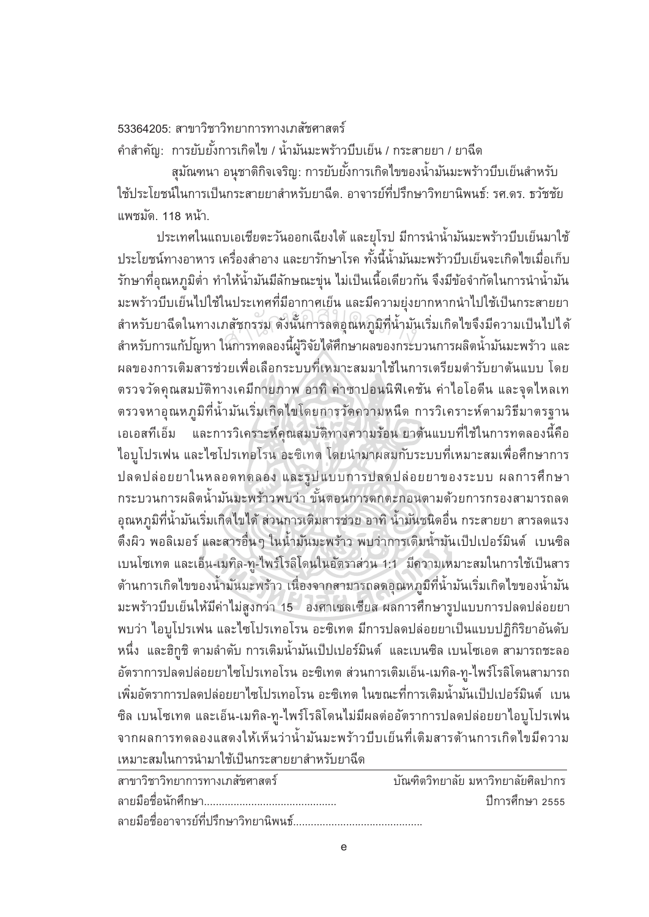53364205: สาขาวิชาวิทยาการทางเภสัชศาสตร์

คำสำคัญ: การยับยั้งการเกิดไข / น้ำมันมะพร้าวบีบเย็น / กระสายยา / ยาฉีด

สุมัณฑนา อนุชาติกิจเจริญ: การยับยั้งการเกิดไขของน้ำมันมะพร้าวบีบเย็นสำหรับใช้ประโยชน์ในการเป็นกระสายยาสำหรับยาฉีด. อาจารย์ที่ปรึกษาวิทยานิพนธ์: รศ.ดร. ธวัชชัย แพชมัด. 118 หน้า.

ประเทศในแถบเอเชียตะวันออกเฉียงใต้ และยุโรป มีการนำน้ำมันมะพร้าวบีบเย็นมาใช้ประโยชน์ทางอาหาร เครื่องสำอาง และยารักษาโรค ทั้งนี้น้ำมันมะพร้าวบีบเย็นจะเกิดไขเมื่อเก็บรักษาที่อุณหภูมิต่ำ ทำให้น้ำมันมีลักษณะขุ่น ไม่เป็นเนื้อเดียวกัน จึงมีข้อจำกัดในการนำน้ำมันมะพร้าวบีบเย็นไปใช้ในประเทศที่มีอากาศเย็น และมีความยุ่งยากหากนำไปใช้เป็นกระสายยาสำหรับยาฉีดในทางเภสัชกรรม ดังนั้นการลดอุณหภูมิที่น้ำมันเริ่มเกิดไขจึงมีความเป็นไปได้สำหรับการแก้ปัญหา ในการทดลองนี้ผู้วิจัยได้ศึกษาผลของกระบวนการผลิตน้ำมันมะพร้าว และผลของการเติมสารช่วยเพื่อเลือกระบบที่เหมาะสมมาใช้ในการเตรียมตำรับยาต้นแบบ โดยตรวจวัดคุณสมบัติทางเคมีกายภาพ อาทิ ค่าซาปอนนิฟิเคชัน ค่าไอโอดีน และจุดไหลเท ตรวจหาอุณหภูมิที่น้ำมันเริ่มเกิดไขโดยการวัดความหนืด การวิเคราะห์ตามวิธีมาตรฐานเอเอสทีเอ็ม และการวิเคราะห์คุณสมบัติทางความร้อน ยาต้นแบบที่ใช้ในการทดลองนี้คือ ไอบูโปรเฟน และไซโปรเทอโรน อะซิเทต โดยนำมาผสมกับระบบที่เหมาะสมเพื่อศึกษาการปลดปล่อยยาในหลอดทดลอง และรูปแบบการปลดปล่อยยาของระบบ ผลการศึกษากระบวนการผลิตน้ำมันมะพร้าวพบว่า ขั้นตอนการตกตะกอนตามด้วยการกรองสามารถลดอุณหภูมิที่น้ำมันเริ่มเกิดไขได้ ส่วนการเติมสารช่วย อาทิ น้ำมันชนิดอื่น กระสายยา สารลดแรงตึงผิว พอลิเมอร์ และสารอื่นๆ ในน้ำมันมะพร้าว พบว่าการเติมน้ำมันเป๊ปเปอร์มินต์ เบนซิล เบนโซเทต และเอ็น-เมทิล-ทู-ไพร์โรลิโดนในอัตราส่วน 1:1 มีความเหมาะสมในการใช้เป็นสารต้านการเกิดไขของน้ำมันมะพร้าว เนื่องจากสามารถลดอุณหภูมิที่น้ำมันเริ่มเกิดไขของน้ำมันมะพร้าวบีบเย็นให้มีค่าไม่สูงกว่า 15 องศาเซลเซียส ผลการศึกษารูปแบบการปลดปล่อยยาพบว่า ไอบูโปรเฟน และไซโปรเทอโรน อะซิเทต มีการปลดปล่อยยาเป็นแบบปฏิกิริยาอันดับหนึ่ง และฮิกูชิ ตามลำดับ การเติมน้ำมันเป๊ปเปอร์มินต์ และเบนซิล เบนโซเอต สามารถชะลออัตราการปลดปล่อยยาไซโปรเทอโรน อะซิเทต ส่วนการเติมเอ็น-เมทิล-ทู-ไพร์โรลิโดนสามารถเพิ่มอัตราการปลดปล่อยยาไซโปรเทอโรน อะซิเทต ในขณะที่การเติมน้ำมันเป๊ปเปอร์มินต์ เบนซิล เบนโซเทต และเอ็น-เมทิล-ทู-ไพร์โรลิโดนไม่มีผลต่ออัตราการปลดปล่อยยาไอบูโปรเฟน จากผลการทดลองแสดงให้เห็นว่าน้ำมันมะพร้าวบีบเย็นที่เติมสารต้านการเกิดไขมีความเหมาะสมในการนำมาใช้เป็นกระสายยาสำหรับยาฉีด

สาขาวิชาวิทยาการทางเภสัชศาสตร์ บัณฑิตวิทยาลัย มหาวิทยาลัยศิลปากร

ลายมือชื่อนักศึกษา........................................... ปีการศึกษา 2555

ลายมือชื่ออาจารย์ที่ปรึกษาวิทยานิพนธ์...........................................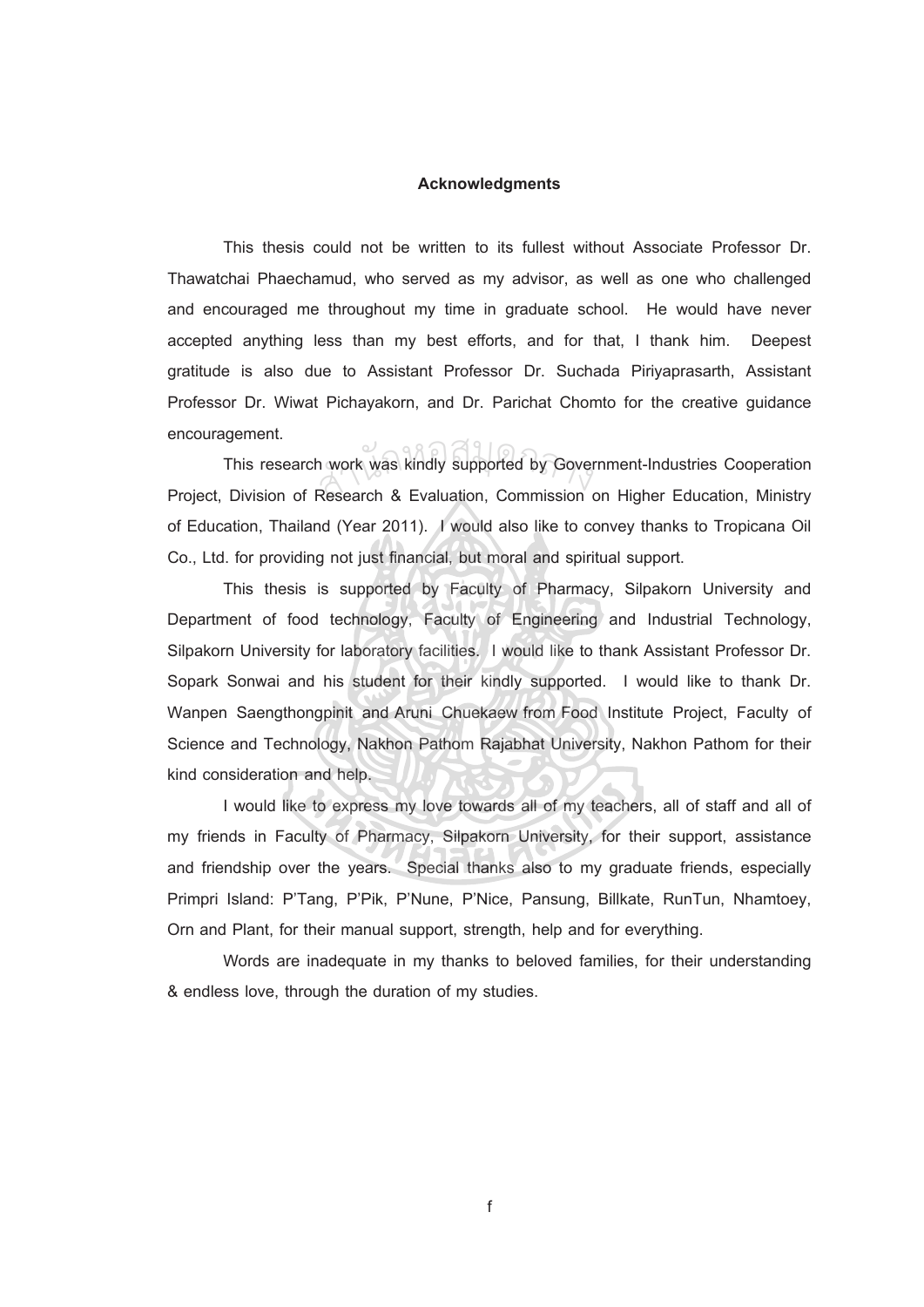## Acknowledgments

This thesis could not be written to its fullest without Associate Professor Dr. Thawatchai Phaechamud, who served as my advisor, as well as one who challenged and encouraged me throughout my time in graduate school. He would have never accepted anything less than my best efforts, and for that, I thank him. Deepest gratitude is also due to Assistant Professor Dr. Suchada Piriyaprasarth, Assistant Professor Dr. Wiwat Pichayakorn, and Dr. Parichat Chomto for the creative guidance encouragement.

This research work was kindly supported by Government-Industries Cooperation Project, Division of Research & Evaluation, Commission on Higher Education, Ministry of Education, Thailand (Year 2011). I would also like to convey thanks to Tropicana Oil Co., Ltd. for providing not just financial, but moral and spiritual support.

This thesis is supported by Faculty of Pharmacy, Silpakorn University and Department of food technology, Faculty of Engineering and Industrial Technology, Silpakorn University for laboratory facilities. I would like to thank Assistant Professor Dr. Sopark Sonwai and his student for their kindly supported. I would like to thank Dr. Wanpen Saengthongpinit and Aruni Chuekaew from Food Institute Project, Faculty of Science and Technology, Nakhon Pathom Rajabhat University, Nakhon Pathom for their kind consideration and help.

I would like to express my love towards all of my teachers, all of staff and all of my friends in Faculty of Pharmacy, Silpakorn University, for their support, assistance and friendship over the years. Special thanks also to my graduate friends, especially Primpri Island: P'Tang, P'Pik, P'Nune, P'Nice, Pansung, Billkate, RunTun, Nhamtoey, Orn and Plant, for their manual support, strength, help and for everything.

Words are inadequate in my thanks to beloved families, for their understanding & endless love, through the duration of my studies.